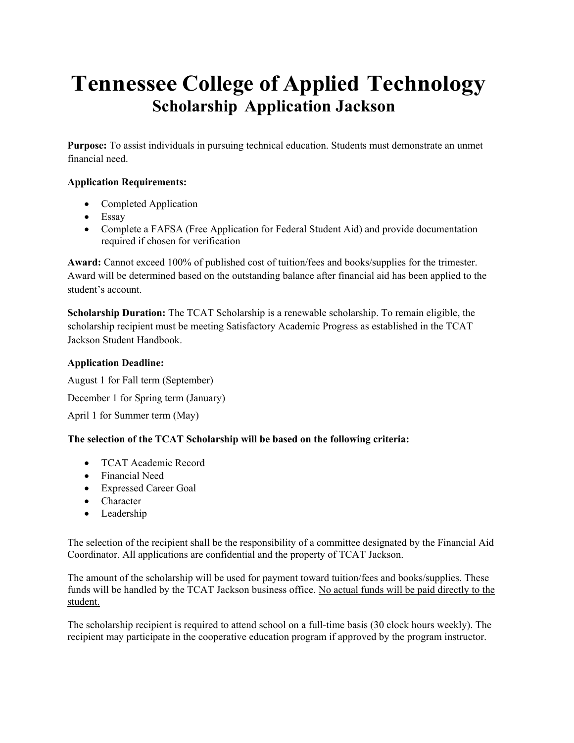# Tennessee College of Applied Technology
## Scholarship Application Jackson

**Purpose:** To assist individuals in pursuing technical education. Students must demonstrate an unmet financial need.

**Application Requirements:**

- Completed Application
- Essay
- Complete a FAFSA (Free Application for Federal Student Aid) and provide documentation required if chosen for verification

**Award:** Cannot exceed 100% of published cost of tuition/fees and books/supplies for the trimester. Award will be determined based on the outstanding balance after financial aid has been applied to the student's account.

**Scholarship Duration:** The TCAT Scholarship is a renewable scholarship. To remain eligible, the scholarship recipient must be meeting Satisfactory Academic Progress as established in the TCAT Jackson Student Handbook.

**Application Deadline:**

August 1 for Fall term (September)

December 1 for Spring term (January)

April 1 for Summer term (May)

**The selection of the TCAT Scholarship will be based on the following criteria:**

- TCAT Academic Record
- Financial Need
- Expressed Career Goal
- Character
- Leadership

The selection of the recipient shall be the responsibility of a committee designated by the Financial Aid Coordinator. All applications are confidential and the property of TCAT Jackson.

The amount of the scholarship will be used for payment toward tuition/fees and books/supplies. These funds will be handled by the TCAT Jackson business office. <u>No actual funds will be paid directly to the student.</u>

The scholarship recipient is required to attend school on a full-time basis (30 clock hours weekly). The recipient may participate in the cooperative education program if approved by the program instructor.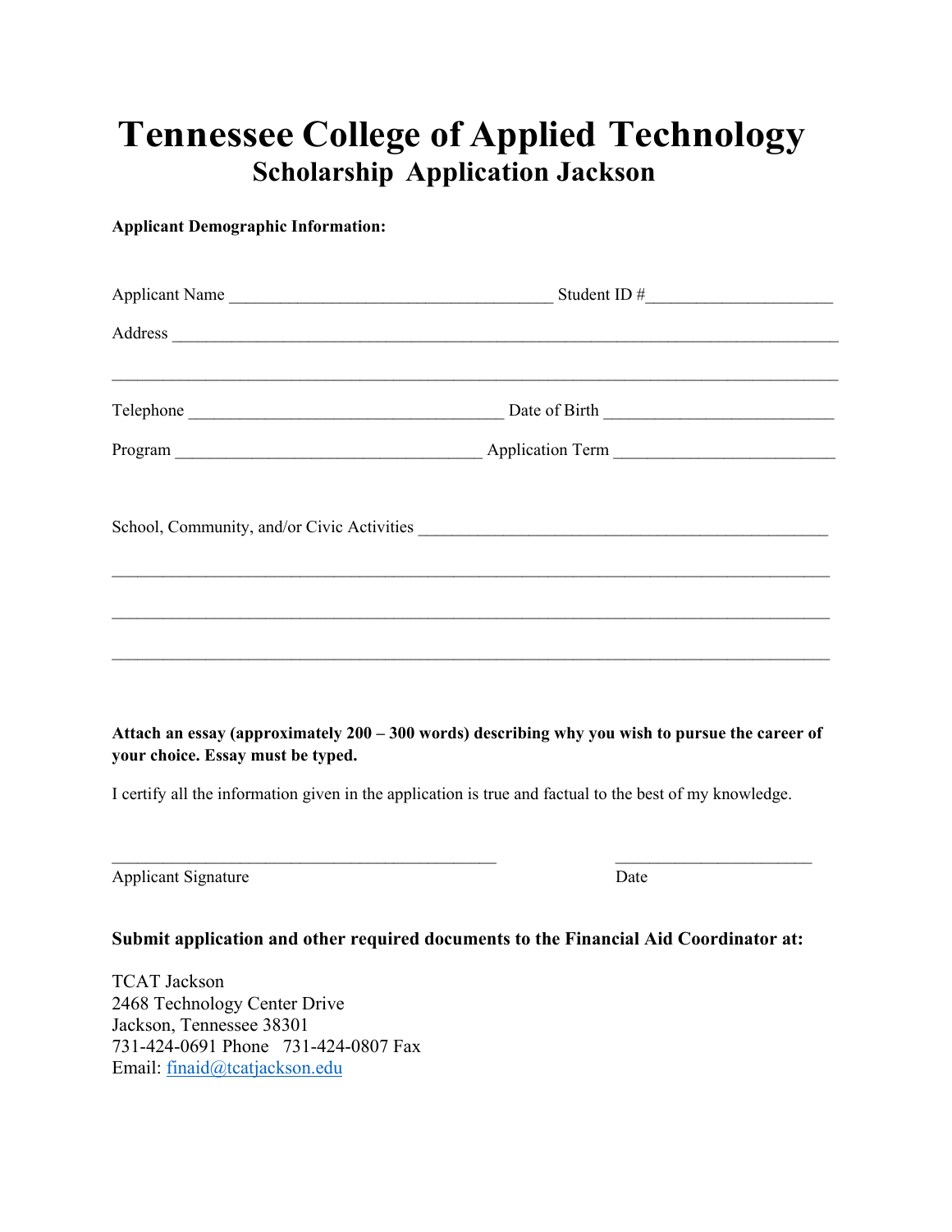# Tennessee College of Applied Technology
## Scholarship Application Jackson

**Applicant Demographic Information:**

Applicant Name ____________________________________ Student ID #____________________

Address __________________________________________________________________________

__________________________________________________________________________________

Telephone __________________________________ Date of Birth _________________________

Program __________________________________ Application Term ________________________

School, Community, and/or Civic Activities _____________________________________________

__________________________________________________________________________________

__________________________________________________________________________________

__________________________________________________________________________________

**Attach an essay (approximately 200 – 300 words) describing why you wish to pursue the career of your choice. Essay must be typed.**

I certify all the information given in the application is true and factual to the best of my knowledge.

__________________________________________ ______________________

Applicant Signature Date

**Submit application and other required documents to the Financial Aid Coordinator at:**

TCAT Jackson
2468 Technology Center Drive
Jackson, Tennessee 38301
731-424-0691 Phone 731-424-0807 Fax
Email: finaid@tcatjackson.edu